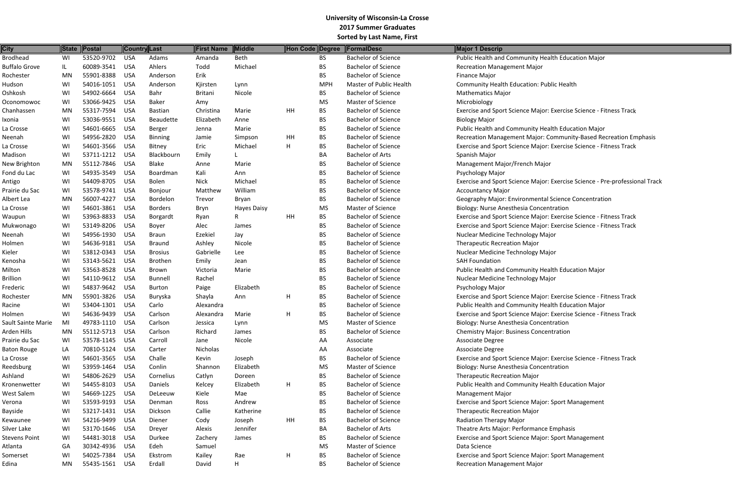# University of Wisconsin-La Crosse

## 2017 Summer Graduates

### Sorted by Last Name, First

| City | State | Postal | Country | Last | First Name | Middle | Hon Code | Degree | FormalDesc | Major 1 Descrip |
|---|---|---|---|---|---|---|---|---|---|---|
| Brodhead | WI | 53520-9702 | USA | Adams | Amanda | Beth | | BS | Bachelor of Science | Public Health and Community Health Education Major |
| Buffalo Grove | IL | 60089-3541 | USA | Ahlers | Todd | Michael | | BS | Bachelor of Science | Recreation Management Major |
| Rochester | MN | 55901-8388 | USA | Anderson | Erik | | | BS | Bachelor of Science | Finance Major |
| Hudson | WI | 54016-1051 | USA | Anderson | Kjirsten | Lynn | | MPH | Master of Public Health | Community Health Education: Public Health |
| Oshkosh | WI | 54902-6664 | USA | Bahr | Britani | Nicole | | BS | Bachelor of Science | Mathematics Major |
| Oconomowoc | WI | 53066-9425 | USA | Baker | Amy | | | MS | Master of Science | Microbiology |
| Chanhassen | MN | 55317-7594 | USA | Bastian | Christina | Marie | HH | BS | Bachelor of Science | Exercise and Sport Science Major: Exercise Science - Fitness Track |
| Ixonia | WI | 53036-9551 | USA | Beaudette | Elizabeth | Anne | | BS | Bachelor of Science | Biology Major |
| La Crosse | WI | 54601-6665 | USA | Berger | Jenna | Marie | | BS | Bachelor of Science | Public Health and Community Health Education Major |
| Neenah | WI | 54956-2820 | USA | Binning | Jamie | Simpson | HH | BS | Bachelor of Science | Recreation Management Major: Community-Based Recreation Emphasis |
| La Crosse | WI | 54601-3566 | USA | Bitney | Eric | Michael | H | BS | Bachelor of Science | Exercise and Sport Science Major: Exercise Science - Fitness Track |
| Madison | WI | 53711-1212 | USA | Blackbourn | Emily | L | | BA | Bachelor of Arts | Spanish Major |
| New Brighton | MN | 55112-7846 | USA | Blake | Anne | Marie | | BS | Bachelor of Science | Management Major/French Major |
| Fond du Lac | WI | 54935-3549 | USA | Boardman | Kali | Ann | | BS | Bachelor of Science | Psychology Major |
| Antigo | WI | 54409-8705 | USA | Bolen | Nick | Michael | | BS | Bachelor of Science | Exercise and Sport Science Major: Exercise Science - Pre-professional Track |
| Prairie du Sac | WI | 53578-9741 | USA | Bonjour | Matthew | William | | BS | Bachelor of Science | Accountancy Major |
| Albert Lea | MN | 56007-4227 | USA | Bordelon | Trevor | Bryan | | BS | Bachelor of Science | Geography Major: Environmental Science Concentration |
| La Crosse | WI | 54601-3861 | USA | Borders | Bryn | Hayes Daisy | | MS | Master of Science | Biology: Nurse Anesthesia Concentration |
| Waupun | WI | 53963-8833 | USA | Borgardt | Ryan | R | HH | BS | Bachelor of Science | Exercise and Sport Science Major: Exercise Science - Fitness Track |
| Mukwonago | WI | 53149-8206 | USA | Boyer | Alec | James | | BS | Bachelor of Science | Exercise and Sport Science Major: Exercise Science - Fitness Track |
| Neenah | WI | 54956-1930 | USA | Braun | Ezekiel | Jay | | BS | Bachelor of Science | Nuclear Medicine Technology Major |
| Holmen | WI | 54636-9181 | USA | Braund | Ashley | Nicole | | BS | Bachelor of Science | Therapeutic Recreation Major |
| Kieler | WI | 53812-0343 | USA | Brosius | Gabrielle | Lee | | BS | Bachelor of Science | Nuclear Medicine Technology Major |
| Kenosha | WI | 53143-5621 | USA | Brothen | Emily | Jean | | BS | Bachelor of Science | SAH Foundation |
| Milton | WI | 53563-8528 | USA | Brown | Victoria | Marie | | BS | Bachelor of Science | Public Health and Community Health Education Major |
| Brillion | WI | 54110-9612 | USA | Bunnell | Rachel | | | BS | Bachelor of Science | Nuclear Medicine Technology Major |
| Frederic | WI | 54837-9642 | USA | Burton | Paige | Elizabeth | | BS | Bachelor of Science | Psychology Major |
| Rochester | MN | 55901-3826 | USA | Buryska | Shayla | Ann | H | BS | Bachelor of Science | Exercise and Sport Science Major: Exercise Science - Fitness Track |
| Racine | WI | 53404-1301 | USA | Carlo | Alexandra | | | BS | Bachelor of Science | Public Health and Community Health Education Major |
| Holmen | WI | 54636-9439 | USA | Carlson | Alexandra | Marie | H | BS | Bachelor of Science | Exercise and Sport Science Major: Exercise Science - Fitness Track |
| Sault Sainte Marie | MI | 49783-1110 | USA | Carlson | Jessica | Lynn | | MS | Master of Science | Biology: Nurse Anesthesia Concentration |
| Arden Hills | MN | 55112-5713 | USA | Carlson | Richard | James | | BS | Bachelor of Science | Chemistry Major: Business Concentration |
| Prairie du Sac | WI | 53578-1145 | USA | Carroll | Jane | Nicole | | AA | Associate | Associate Degree |
| Baton Rouge | LA | 70810-5124 | USA | Carter | Nicholas | | | AA | Associate | Associate Degree |
| La Crosse | WI | 54601-3565 | USA | Challe | Kevin | Joseph | | BS | Bachelor of Science | Exercise and Sport Science Major: Exercise Science - Fitness Track |
| Reedsburg | WI | 53959-1464 | USA | Conlin | Shannon | Elizabeth | | MS | Master of Science | Biology: Nurse Anesthesia Concentration |
| Ashland | WI | 54806-2629 | USA | Cornelius | Catlyn | Doreen | | BS | Bachelor of Science | Therapeutic Recreation Major |
| Kronenwetter | WI | 54455-8103 | USA | Daniels | Kelcey | Elizabeth | H | BS | Bachelor of Science | Public Health and Community Health Education Major |
| West Salem | WI | 54669-1225 | USA | DeLeeuw | Kiele | Mae | | BS | Bachelor of Science | Management Major |
| Verona | WI | 53593-9193 | USA | Denman | Ross | Andrew | | BS | Bachelor of Science | Exercise and Sport Science Major: Sport Management |
| Bayside | WI | 53217-1431 | USA | Dickson | Callie | Katherine | | BS | Bachelor of Science | Therapeutic Recreation Major |
| Kewaunee | WI | 54216-9499 | USA | Diener | Cody | Joseph | HH | BS | Bachelor of Science | Radiation Therapy Major |
| Silver Lake | WI | 53170-1646 | USA | Dreyer | Alexis | Jennifer | | BA | Bachelor of Arts | Theatre Arts Major: Performance Emphasis |
| Stevens Point | WI | 54481-3018 | USA | Durkee | Zachery | James | | BS | Bachelor of Science | Exercise and Sport Science Major: Sport Management |
| Atlanta | GA | 30342-4936 | USA | Edeh | Samuel | | | MS | Master of Science | Data Science |
| Somerset | WI | 54025-7384 | USA | Ekstrom | Kailey | Rae | H | BS | Bachelor of Science | Exercise and Sport Science Major: Sport Management |
| Edina | MN | 55435-1561 | USA | Erdall | David | H | | BS | Bachelor of Science | Recreation Management Major |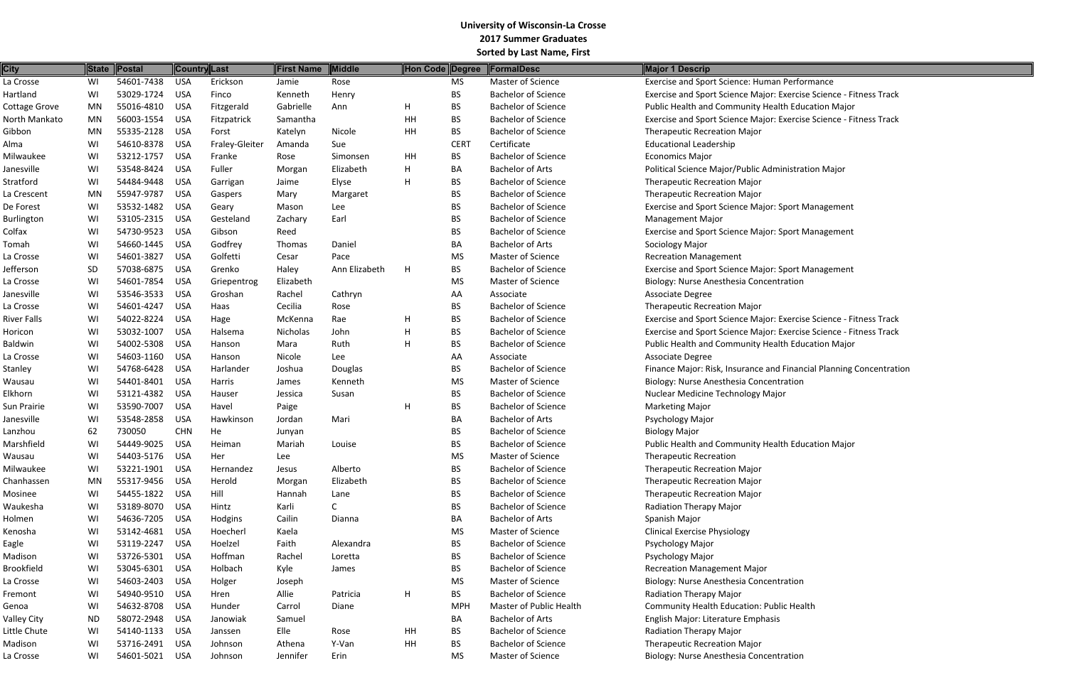# University of Wisconsin-La Crosse
## 2017 Summer Graduates
### Sorted by Last Name, First

| City | State | Postal | Country | Last | First Name | Middle | Hon Code | Degree | FormalDesc | Major 1 Descrip |
|---|---|---|---|---|---|---|---|---|---|---|
| La Crosse | WI | 54601-7438 | USA | Erickson | Jamie | Rose | | MS | Master of Science | Exercise and Sport Science: Human Performance |
| Hartland | WI | 53029-1724 | USA | Finco | Kenneth | Henry | | BS | Bachelor of Science | Exercise and Sport Science Major: Exercise Science - Fitness Track |
| Cottage Grove | MN | 55016-4810 | USA | Fitzgerald | Gabrielle | Ann | H | BS | Bachelor of Science | Public Health and Community Health Education Major |
| North Mankato | MN | 56003-1554 | USA | Fitzpatrick | Samantha | | HH | BS | Bachelor of Science | Exercise and Sport Science Major: Exercise Science - Fitness Track |
| Gibbon | MN | 55335-2128 | USA | Forst | Katelyn | Nicole | HH | BS | Bachelor of Science | Therapeutic Recreation Major |
| Alma | WI | 54610-8378 | USA | Fraley-Gleiter | Amanda | Sue | | CERT | Certificate | Educational Leadership |
| Milwaukee | WI | 53212-1757 | USA | Franke | Rose | Simonsen | HH | BS | Bachelor of Science | Economics Major |
| Janesville | WI | 53548-8424 | USA | Fuller | Morgan | Elizabeth | H | BA | Bachelor of Arts | Political Science Major/Public Administration Major |
| Stratford | WI | 54484-9448 | USA | Garrigan | Jaime | Elyse | H | BS | Bachelor of Science | Therapeutic Recreation Major |
| La Crescent | MN | 55947-9787 | USA | Gaspers | Mary | Margaret | | BS | Bachelor of Science | Therapeutic Recreation Major |
| De Forest | WI | 53532-1482 | USA | Geary | Mason | Lee | | BS | Bachelor of Science | Exercise and Sport Science Major: Sport Management |
| Burlington | WI | 53105-2315 | USA | Gesteland | Zachary | Earl | | BS | Bachelor of Science | Management Major |
| Colfax | WI | 54730-9523 | USA | Gibson | Reed | | | BS | Bachelor of Science | Exercise and Sport Science Major: Sport Management |
| Tomah | WI | 54660-1445 | USA | Godfrey | Thomas | Daniel | | BA | Bachelor of Arts | Sociology Major |
| La Crosse | WI | 54601-3827 | USA | Golfetti | Cesar | Pace | | MS | Master of Science | Recreation Management |
| Jefferson | SD | 57038-6875 | USA | Grenko | Haley | Ann Elizabeth | H | BS | Bachelor of Science | Exercise and Sport Science Major: Sport Management |
| La Crosse | WI | 54601-7854 | USA | Griepentrog | Elizabeth | | | MS | Master of Science | Biology: Nurse Anesthesia Concentration |
| Janesville | WI | 53546-3533 | USA | Groshan | Rachel | Cathryn | | AA | Associate | Associate Degree |
| La Crosse | WI | 54601-4247 | USA | Haas | Cecilia | Rose | | BS | Bachelor of Science | Therapeutic Recreation Major |
| River Falls | WI | 54022-8224 | USA | Hage | McKenna | Rae | H | BS | Bachelor of Science | Exercise and Sport Science Major: Exercise Science - Fitness Track |
| Horicon | WI | 53032-1007 | USA | Halsema | Nicholas | John | H | BS | Bachelor of Science | Exercise and Sport Science Major: Exercise Science - Fitness Track |
| Baldwin | WI | 54002-5308 | USA | Hanson | Mara | Ruth | H | BS | Bachelor of Science | Public Health and Community Health Education Major |
| La Crosse | WI | 54603-1160 | USA | Hanson | Nicole | Lee | | AA | Associate | Associate Degree |
| Stanley | WI | 54768-6428 | USA | Harlander | Joshua | Douglas | | BS | Bachelor of Science | Finance Major: Risk, Insurance and Financial Planning Concentration |
| Wausau | WI | 54401-8401 | USA | Harris | James | Kenneth | | MS | Master of Science | Biology: Nurse Anesthesia Concentration |
| Elkhorn | WI | 53121-4382 | USA | Hauser | Jessica | Susan | | BS | Bachelor of Science | Nuclear Medicine Technology Major |
| Sun Prairie | WI | 53590-7007 | USA | Havel | Paige | | H | BS | Bachelor of Science | Marketing Major |
| Janesville | WI | 53548-2858 | USA | Hawkinson | Jordan | Mari | | BA | Bachelor of Arts | Psychology Major |
| Lanzhou | 62 | 730050 | CHN | He | Junyan | | | BS | Bachelor of Science | Biology Major |
| Marshfield | WI | 54449-9025 | USA | Heiman | Mariah | Louise | | BS | Bachelor of Science | Public Health and Community Health Education Major |
| Wausau | WI | 54403-5176 | USA | Her | Lee | | | MS | Master of Science | Therapeutic Recreation |
| Milwaukee | WI | 53221-1901 | USA | Hernandez | Jesus | Alberto | | BS | Bachelor of Science | Therapeutic Recreation Major |
| Chanhassen | MN | 55317-9456 | USA | Herold | Morgan | Elizabeth | | BS | Bachelor of Science | Therapeutic Recreation Major |
| Mosinee | WI | 54455-1822 | USA | Hill | Hannah | Lane | | BS | Bachelor of Science | Therapeutic Recreation Major |
| Waukesha | WI | 53189-8070 | USA | Hintz | Karli | C | | BS | Bachelor of Science | Radiation Therapy Major |
| Holmen | WI | 54636-7205 | USA | Hodgins | Cailin | Dianna | | BA | Bachelor of Arts | Spanish Major |
| Kenosha | WI | 53142-4681 | USA | Hoecherl | Kaela | | | MS | Master of Science | Clinical Exercise Physiology |
| Eagle | WI | 53119-2247 | USA | Hoelzel | Faith | Alexandra | | BS | Bachelor of Science | Psychology Major |
| Madison | WI | 53726-5301 | USA | Hoffman | Rachel | Loretta | | BS | Bachelor of Science | Psychology Major |
| Brookfield | WI | 53045-6301 | USA | Holbach | Kyle | James | | BS | Bachelor of Science | Recreation Management Major |
| La Crosse | WI | 54603-2403 | USA | Holger | Joseph | | | MS | Master of Science | Biology: Nurse Anesthesia Concentration |
| Fremont | WI | 54940-9510 | USA | Hren | Allie | Patricia | H | BS | Bachelor of Science | Radiation Therapy Major |
| Genoa | WI | 54632-8708 | USA | Hunder | Carrol | Diane | | MPH | Master of Public Health | Community Health Education: Public Health |
| Valley City | ND | 58072-2948 | USA | Janowiak | Samuel | | | BA | Bachelor of Arts | English Major: Literature Emphasis |
| Little Chute | WI | 54140-1133 | USA | Janssen | Elle | Rose | HH | BS | Bachelor of Science | Radiation Therapy Major |
| Madison | WI | 53716-2491 | USA | Johnson | Athena | Y-Van | HH | BS | Bachelor of Science | Therapeutic Recreation Major |
| La Crosse | WI | 54601-5021 | USA | Johnson | Jennifer | Erin | | MS | Master of Science | Biology: Nurse Anesthesia Concentration |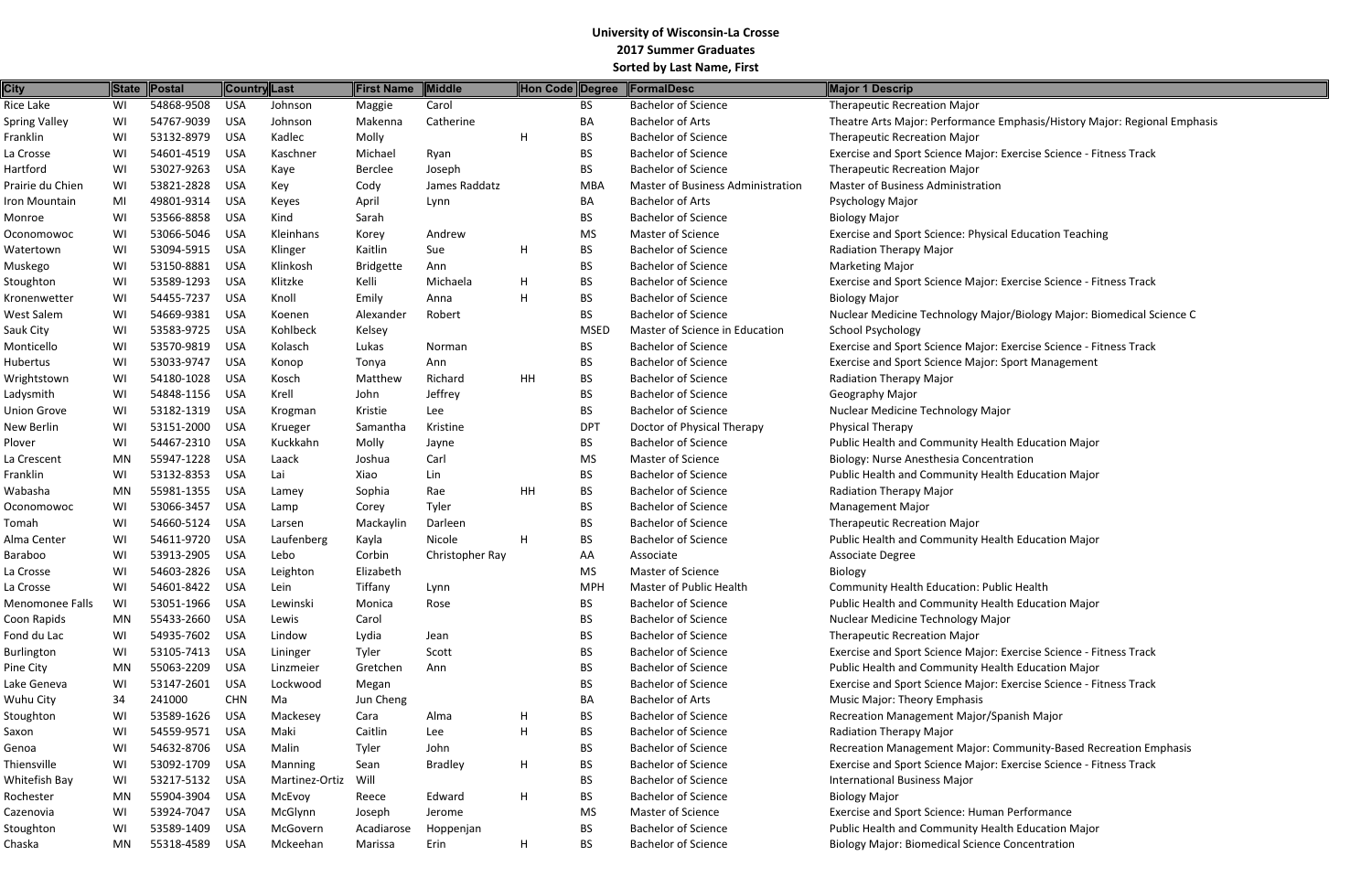**University of Wisconsin-La Crosse**
**2017 Summer Graduates**
**Sorted by Last Name, First**

| City | State | Postal | Country | Last | First Name | Middle | Hon Code | Degree | FormalDesc | Major 1 Descrip |
|---|---|---|---|---|---|---|---|---|---|---|
| Rice Lake | WI | 54868-9508 | USA | Johnson | Maggie | Carol | | BS | Bachelor of Science | Therapeutic Recreation Major |
| Spring Valley | WI | 54767-9039 | USA | Johnson | Makenna | Catherine | | BA | Bachelor of Arts | Theatre Arts Major: Performance Emphasis/History Major: Regional Emphasis |
| Franklin | WI | 53132-8979 | USA | Kadlec | Molly | | H | BS | Bachelor of Science | Therapeutic Recreation Major |
| La Crosse | WI | 54601-4519 | USA | Kaschner | Michael | Ryan | | BS | Bachelor of Science | Exercise and Sport Science Major: Exercise Science - Fitness Track |
| Hartford | WI | 53027-9263 | USA | Kaye | Berclee | Joseph | | BS | Bachelor of Science | Therapeutic Recreation Major |
| Prairie du Chien | WI | 53821-2828 | USA | Key | Cody | James Raddatz | | MBA | Master of Business Administration | Master of Business Administration |
| Iron Mountain | MI | 49801-9314 | USA | Keyes | April | Lynn | | BA | Bachelor of Arts | Psychology Major |
| Monroe | WI | 53566-8858 | USA | Kind | Sarah | | | BS | Bachelor of Science | Biology Major |
| Oconomowoc | WI | 53066-5046 | USA | Kleinhans | Korey | Andrew | | MS | Master of Science | Exercise and Sport Science: Physical Education Teaching |
| Watertown | WI | 53094-5915 | USA | Klinger | Kaitlin | Sue | H | BS | Bachelor of Science | Radiation Therapy Major |
| Muskego | WI | 53150-8881 | USA | Klinkosh | Bridgette | Ann | | BS | Bachelor of Science | Marketing Major |
| Stoughton | WI | 53589-1293 | USA | Klitzke | Kelli | Michaela | H | BS | Bachelor of Science | Exercise and Sport Science Major: Exercise Science - Fitness Track |
| Kronenwetter | WI | 54455-7237 | USA | Knoll | Emily | Anna | H | BS | Bachelor of Science | Biology Major |
| West Salem | WI | 54669-9381 | USA | Koenen | Alexander | Robert | | BS | Bachelor of Science | Nuclear Medicine Technology Major/Biology Major: Biomedical Science C |
| Sauk City | WI | 53583-9725 | USA | Kohlbeck | Kelsey | | | MSED | Master of Science in Education | School Psychology |
| Monticello | WI | 53570-9819 | USA | Kolasch | Lukas | Norman | | BS | Bachelor of Science | Exercise and Sport Science Major: Exercise Science - Fitness Track |
| Hubertus | WI | 53033-9747 | USA | Konop | Tonya | Ann | | BS | Bachelor of Science | Exercise and Sport Science Major: Sport Management |
| Wrightstown | WI | 54180-1028 | USA | Kosch | Matthew | Richard | HH | BS | Bachelor of Science | Radiation Therapy Major |
| Ladysmith | WI | 54848-1156 | USA | Krell | John | Jeffrey | | BS | Bachelor of Science | Geography Major |
| Union Grove | WI | 53182-1319 | USA | Krogman | Kristie | Lee | | BS | Bachelor of Science | Nuclear Medicine Technology Major |
| New Berlin | WI | 53151-2000 | USA | Krueger | Samantha | Kristine | | DPT | Doctor of Physical Therapy | Physical Therapy |
| Plover | WI | 54467-2310 | USA | Kuckkahn | Molly | Jayne | | BS | Bachelor of Science | Public Health and Community Health Education Major |
| La Crescent | MN | 55947-1228 | USA | Laack | Joshua | Carl | | MS | Master of Science | Biology: Nurse Anesthesia Concentration |
| Franklin | WI | 53132-8353 | USA | Lai | Xiao | Lin | | BS | Bachelor of Science | Public Health and Community Health Education Major |
| Wabasha | MN | 55981-1355 | USA | Lamey | Sophia | Rae | HH | BS | Bachelor of Science | Radiation Therapy Major |
| Oconomowoc | WI | 53066-3457 | USA | Lamp | Corey | Tyler | | BS | Bachelor of Science | Management Major |
| Tomah | WI | 54660-5124 | USA | Larsen | Mackaylin | Darleen | | BS | Bachelor of Science | Therapeutic Recreation Major |
| Alma Center | WI | 54611-9720 | USA | Laufenberg | Kayla | Nicole | H | BS | Bachelor of Science | Public Health and Community Health Education Major |
| Baraboo | WI | 53913-2905 | USA | Lebo | Corbin | Christopher Ray | | AA | Associate | Associate Degree |
| La Crosse | WI | 54603-2826 | USA | Leighton | Elizabeth | | | MS | Master of Science | Biology |
| La Crosse | WI | 54601-8422 | USA | Lein | Tiffany | Lynn | | MPH | Master of Public Health | Community Health Education: Public Health |
| Menomonee Falls | WI | 53051-1966 | USA | Lewinski | Monica | Rose | | BS | Bachelor of Science | Public Health and Community Health Education Major |
| Coon Rapids | MN | 55433-2660 | USA | Lewis | Carol | | | BS | Bachelor of Science | Nuclear Medicine Technology Major |
| Fond du Lac | WI | 54935-7602 | USA | Lindow | Lydia | Jean | | BS | Bachelor of Science | Therapeutic Recreation Major |
| Burlington | WI | 53105-7413 | USA | Lininger | Tyler | Scott | | BS | Bachelor of Science | Exercise and Sport Science Major: Exercise Science - Fitness Track |
| Pine City | MN | 55063-2209 | USA | Linzmeier | Gretchen | Ann | | BS | Bachelor of Science | Public Health and Community Health Education Major |
| Lake Geneva | WI | 53147-2601 | USA | Lockwood | Megan | | | BS | Bachelor of Science | Exercise and Sport Science Major: Exercise Science - Fitness Track |
| Wuhu City | 34 | 241000 | CHN | Ma | Jun Cheng | | | BA | Bachelor of Arts | Music Major: Theory Emphasis |
| Stoughton | WI | 53589-1626 | USA | Mackesey | Cara | Alma | H | BS | Bachelor of Science | Recreation Management Major/Spanish Major |
| Saxon | WI | 54559-9571 | USA | Maki | Caitlin | Lee | H | BS | Bachelor of Science | Radiation Therapy Major |
| Genoa | WI | 54632-8706 | USA | Malin | Tyler | John | | BS | Bachelor of Science | Recreation Management Major: Community-Based Recreation Emphasis |
| Thiensville | WI | 53092-1709 | USA | Manning | Sean | Bradley | H | BS | Bachelor of Science | Exercise and Sport Science Major: Exercise Science - Fitness Track |
| Whitefish Bay | WI | 53217-5132 | USA | Martinez-Ortiz | Will | | | BS | Bachelor of Science | International Business Major |
| Rochester | MN | 55904-3904 | USA | McEvoy | Reece | Edward | H | BS | Bachelor of Science | Biology Major |
| Cazenovia | WI | 53924-7047 | USA | McGlynn | Joseph | Jerome | | MS | Master of Science | Exercise and Sport Science: Human Performance |
| Stoughton | WI | 53589-1409 | USA | McGovern | Acadiarose | Hoppenjan | | BS | Bachelor of Science | Public Health and Community Health Education Major |
| Chaska | MN | 55318-4589 | USA | Mckeehan | Marissa | Erin | H | BS | Bachelor of Science | Biology Major: Biomedical Science Concentration |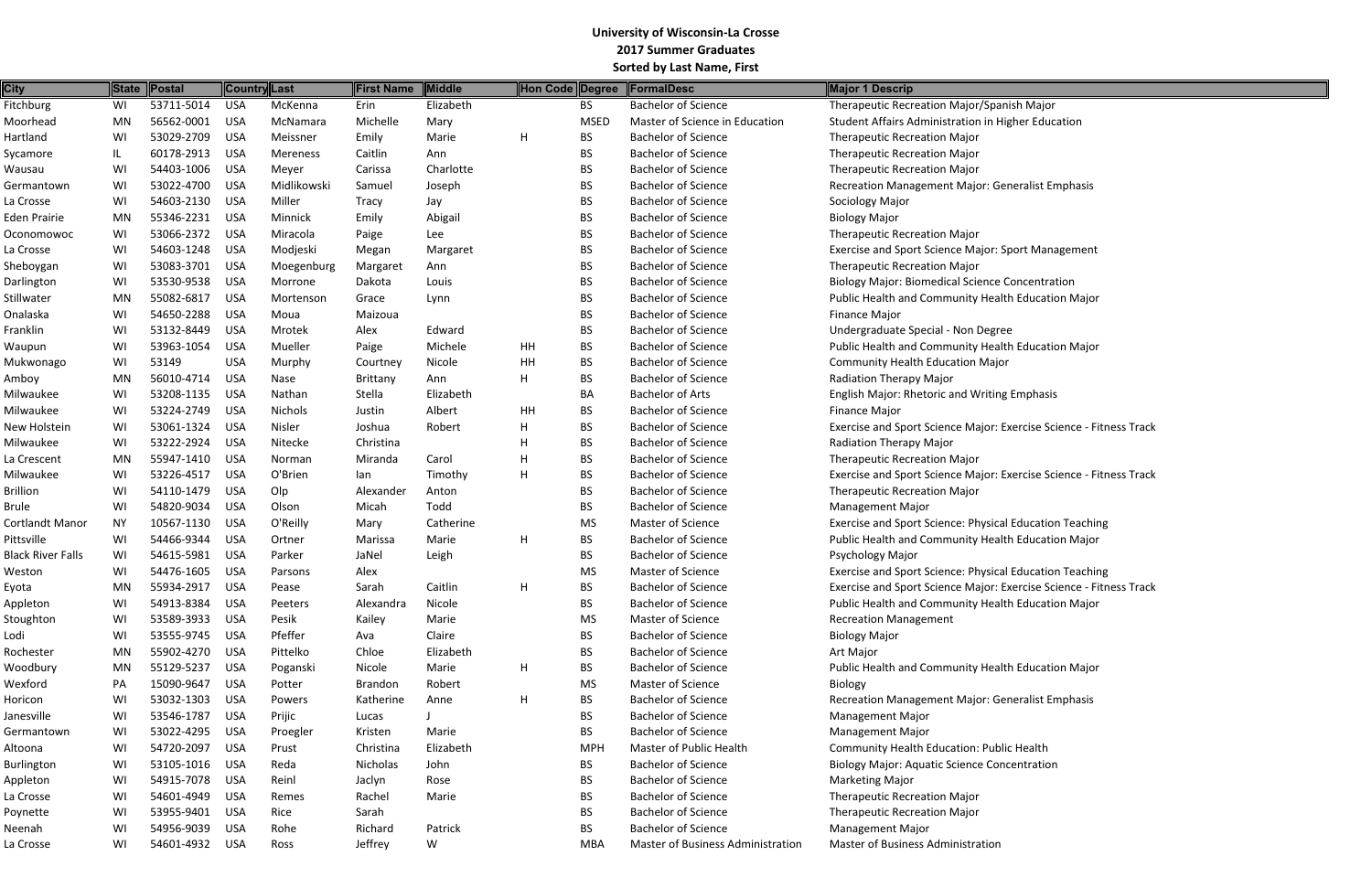**University of Wisconsin-La Crosse**
**2017 Summer Graduates**
**Sorted by Last Name, First**

| City | State | Postal | Country | Last | First Name | Middle | Hon Code | Degree | FormalDesc | Major 1 Descrip |
|---|---|---|---|---|---|---|---|---|---|---|
| Fitchburg | WI | 53711-5014 | USA | McKenna | Erin | Elizabeth | | BS | Bachelor of Science | Therapeutic Recreation Major/Spanish Major |
| Moorhead | MN | 56562-0001 | USA | McNamara | Michelle | Mary | | MSED | Master of Science in Education | Student Affairs Administration in Higher Education |
| Hartland | WI | 53029-2709 | USA | Meissner | Emily | Marie | H | BS | Bachelor of Science | Therapeutic Recreation Major |
| Sycamore | IL | 60178-2913 | USA | Mereness | Caitlin | Ann | | BS | Bachelor of Science | Therapeutic Recreation Major |
| Wausau | WI | 54403-1006 | USA | Meyer | Carissa | Charlotte | | BS | Bachelor of Science | Therapeutic Recreation Major |
| Germantown | WI | 53022-4700 | USA | Midlikowski | Samuel | Joseph | | BS | Bachelor of Science | Recreation Management Major: Generalist Emphasis |
| La Crosse | WI | 54603-2130 | USA | Miller | Tracy | Jay | | BS | Bachelor of Science | Sociology Major |
| Eden Prairie | MN | 55346-2231 | USA | Minnick | Emily | Abigail | | BS | Bachelor of Science | Biology Major |
| Oconomowoc | WI | 53066-2372 | USA | Miracola | Paige | Lee | | BS | Bachelor of Science | Therapeutic Recreation Major |
| La Crosse | WI | 54603-1248 | USA | Modjeski | Megan | Margaret | | BS | Bachelor of Science | Exercise and Sport Science Major: Sport Management |
| Sheboygan | WI | 53083-3701 | USA | Moegenburg | Margaret | Ann | | BS | Bachelor of Science | Therapeutic Recreation Major |
| Darlington | WI | 53530-9538 | USA | Morrone | Dakota | Louis | | BS | Bachelor of Science | Biology Major: Biomedical Science Concentration |
| Stillwater | MN | 55082-6817 | USA | Mortenson | Grace | Lynn | | BS | Bachelor of Science | Public Health and Community Health Education Major |
| Onalaska | WI | 54650-2288 | USA | Moua | Maizoua | | | BS | Bachelor of Science | Finance Major |
| Franklin | WI | 53132-8449 | USA | Mrotek | Alex | Edward | | BS | Bachelor of Science | Undergraduate Special - Non Degree |
| Waupun | WI | 53963-1054 | USA | Mueller | Paige | Michele | HH | BS | Bachelor of Science | Public Health and Community Health Education Major |
| Mukwonago | WI | 53149 | USA | Murphy | Courtney | Nicole | HH | BS | Bachelor of Science | Community Health Education Major |
| Amboy | MN | 56010-4714 | USA | Nase | Brittany | Ann | H | BS | Bachelor of Science | Radiation Therapy Major |
| Milwaukee | WI | 53208-1135 | USA | Nathan | Stella | Elizabeth | | BA | Bachelor of Arts | English Major: Rhetoric and Writing Emphasis |
| Milwaukee | WI | 53224-2749 | USA | Nichols | Justin | Albert | HH | BS | Bachelor of Science | Finance Major |
| New Holstein | WI | 53061-1324 | USA | Nisler | Joshua | Robert | H | BS | Bachelor of Science | Exercise and Sport Science Major: Exercise Science - Fitness Track |
| Milwaukee | WI | 53222-2924 | USA | Nitecke | Christina | | H | BS | Bachelor of Science | Radiation Therapy Major |
| La Crescent | MN | 55947-1410 | USA | Norman | Miranda | Carol | H | BS | Bachelor of Science | Therapeutic Recreation Major |
| Milwaukee | WI | 53226-4517 | USA | O'Brien | Ian | Timothy | H | BS | Bachelor of Science | Exercise and Sport Science Major: Exercise Science - Fitness Track |
| Brillion | WI | 54110-1479 | USA | Olp | Alexander | Anton | | BS | Bachelor of Science | Therapeutic Recreation Major |
| Brule | WI | 54820-9034 | USA | Olson | Micah | Todd | | BS | Bachelor of Science | Management Major |
| Cortlandt Manor | NY | 10567-1130 | USA | O'Reilly | Mary | Catherine | | MS | Master of Science | Exercise and Sport Science: Physical Education Teaching |
| Pittsville | WI | 54466-9344 | USA | Ortner | Marissa | Marie | H | BS | Bachelor of Science | Public Health and Community Health Education Major |
| Black River Falls | WI | 54615-5981 | USA | Parker | JaNel | Leigh | | BS | Bachelor of Science | Psychology Major |
| Weston | WI | 54476-1605 | USA | Parsons | Alex | | | MS | Master of Science | Exercise and Sport Science: Physical Education Teaching |
| Eyota | MN | 55934-2917 | USA | Pease | Sarah | Caitlin | H | BS | Bachelor of Science | Exercise and Sport Science Major: Exercise Science - Fitness Track |
| Appleton | WI | 54913-8384 | USA | Peeters | Alexandra | Nicole | | BS | Bachelor of Science | Public Health and Community Health Education Major |
| Stoughton | WI | 53589-3933 | USA | Pesik | Kailey | Marie | | MS | Master of Science | Recreation Management |
| Lodi | WI | 53555-9745 | USA | Pfeffer | Ava | Claire | | BS | Bachelor of Science | Biology Major |
| Rochester | MN | 55902-4270 | USA | Pittelko | Chloe | Elizabeth | | BS | Bachelor of Science | Art Major |
| Woodbury | MN | 55129-5237 | USA | Poganski | Nicole | Marie | H | BS | Bachelor of Science | Public Health and Community Health Education Major |
| Wexford | PA | 15090-9647 | USA | Potter | Brandon | Robert | | MS | Master of Science | Biology |
| Horicon | WI | 53032-1303 | USA | Powers | Katherine | Anne | H | BS | Bachelor of Science | Recreation Management Major: Generalist Emphasis |
| Janesville | WI | 53546-1787 | USA | Prijic | Lucas | J | | BS | Bachelor of Science | Management Major |
| Germantown | WI | 53022-4295 | USA | Proegler | Kristen | Marie | | BS | Bachelor of Science | Management Major |
| Altoona | WI | 54720-2097 | USA | Prust | Christina | Elizabeth | | MPH | Master of Public Health | Community Health Education: Public Health |
| Burlington | WI | 53105-1016 | USA | Reda | Nicholas | John | | BS | Bachelor of Science | Biology Major: Aquatic Science Concentration |
| Appleton | WI | 54915-7078 | USA | Reinl | Jaclyn | Rose | | BS | Bachelor of Science | Marketing Major |
| La Crosse | WI | 54601-4949 | USA | Remes | Rachel | Marie | | BS | Bachelor of Science | Therapeutic Recreation Major |
| Poynette | WI | 53955-9401 | USA | Rice | Sarah | | | BS | Bachelor of Science | Therapeutic Recreation Major |
| Neenah | WI | 54956-9039 | USA | Rohe | Richard | Patrick | | BS | Bachelor of Science | Management Major |
| La Crosse | WI | 54601-4932 | USA | Ross | Jeffrey | W | | MBA | Master of Business Administration | Master of Business Administration |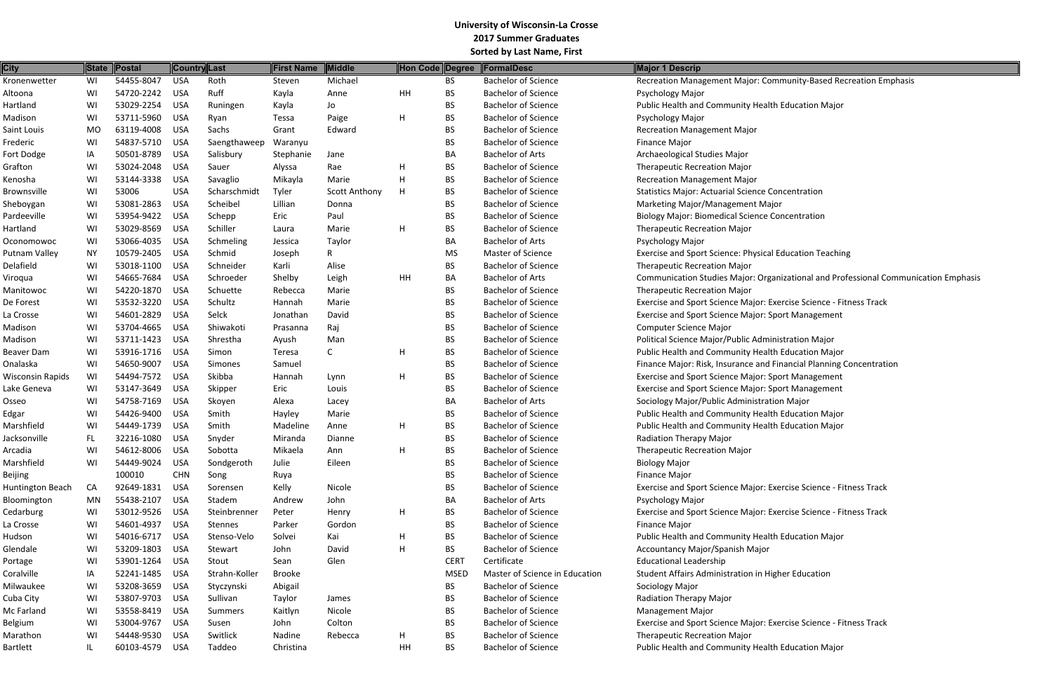**University of Wisconsin-La Crosse**
**2017 Summer Graduates**
**Sorted by Last Name, First**

| City | State | Postal | Country | Last | First Name | Middle | Hon Code | Degree | FormalDesc | Major 1 Descrip |
|---|---|---|---|---|---|---|---|---|---|---|
| Kronenwetter | WI | 54455-8047 | USA | Roth | Steven | Michael | | BS | Bachelor of Science | Recreation Management Major: Community-Based Recreation Emphasis |
| Altoona | WI | 54720-2242 | USA | Ruff | Kayla | Anne | HH | BS | Bachelor of Science | Psychology Major |
| Hartland | WI | 53029-2254 | USA | Runingen | Kayla | Jo | | BS | Bachelor of Science | Public Health and Community Health Education Major |
| Madison | WI | 53711-5960 | USA | Ryan | Tessa | Paige | H | BS | Bachelor of Science | Psychology Major |
| Saint Louis | MO | 63119-4008 | USA | Sachs | Grant | Edward | | BS | Bachelor of Science | Recreation Management Major |
| Frederic | WI | 54837-5710 | USA | Saengthaweep | Waranyu | | | BS | Bachelor of Science | Finance Major |
| Fort Dodge | IA | 50501-8789 | USA | Salisbury | Stephanie | Jane | | BA | Bachelor of Arts | Archaeological Studies Major |
| Grafton | WI | 53024-2048 | USA | Sauer | Alyssa | Rae | H | BS | Bachelor of Science | Therapeutic Recreation Major |
| Kenosha | WI | 53144-3338 | USA | Savaglio | Mikayla | Marie | H | BS | Bachelor of Science | Recreation Management Major |
| Brownsville | WI | 53006 | USA | Scharschmidt | Tyler | Scott Anthony | H | BS | Bachelor of Science | Statistics Major: Actuarial Science Concentration |
| Sheboygan | WI | 53081-2863 | USA | Scheibel | Lillian | Donna | | BS | Bachelor of Science | Marketing Major/Management Major |
| Pardeeville | WI | 53954-9422 | USA | Schepp | Eric | Paul | | BS | Bachelor of Science | Biology Major: Biomedical Science Concentration |
| Hartland | WI | 53029-8569 | USA | Schiller | Laura | Marie | H | BS | Bachelor of Science | Therapeutic Recreation Major |
| Oconomowoc | WI | 53066-4035 | USA | Schmeling | Jessica | Taylor | | BA | Bachelor of Arts | Psychology Major |
| Putnam Valley | NY | 10579-2405 | USA | Schmid | Joseph | R | | MS | Master of Science | Exercise and Sport Science: Physical Education Teaching |
| Delafield | WI | 53018-1100 | USA | Schneider | Karli | Alise | | BS | Bachelor of Science | Therapeutic Recreation Major |
| Viroqua | WI | 54665-7684 | USA | Schroeder | Shelby | Leigh | HH | BA | Bachelor of Arts | Communication Studies Major: Organizational and Professional Communication Emphasis |
| Manitowoc | WI | 54220-1870 | USA | Schuette | Rebecca | Marie | | BS | Bachelor of Science | Therapeutic Recreation Major |
| De Forest | WI | 53532-3220 | USA | Schultz | Hannah | Marie | | BS | Bachelor of Science | Exercise and Sport Science Major: Exercise Science - Fitness Track |
| La Crosse | WI | 54601-2829 | USA | Selck | Jonathan | David | | BS | Bachelor of Science | Exercise and Sport Science Major: Sport Management |
| Madison | WI | 53704-4665 | USA | Shiwakoti | Prasanna | Raj | | BS | Bachelor of Science | Computer Science Major |
| Madison | WI | 53711-1423 | USA | Shrestha | Ayush | Man | | BS | Bachelor of Science | Political Science Major/Public Administration Major |
| Beaver Dam | WI | 53916-1716 | USA | Simon | Teresa | C | H | BS | Bachelor of Science | Public Health and Community Health Education Major |
| Onalaska | WI | 54650-9007 | USA | Simones | Samuel | | | BS | Bachelor of Science | Finance Major: Risk, Insurance and Financial Planning Concentration |
| Wisconsin Rapids | WI | 54494-7572 | USA | Skibba | Hannah | Lynn | H | BS | Bachelor of Science | Exercise and Sport Science Major: Sport Management |
| Lake Geneva | WI | 53147-3649 | USA | Skipper | Eric | Louis | | BS | Bachelor of Science | Exercise and Sport Science Major: Sport Management |
| Osseo | WI | 54758-7169 | USA | Skoyen | Alexa | Lacey | | BA | Bachelor of Arts | Sociology Major/Public Administration Major |
| Edgar | WI | 54426-9400 | USA | Smith | Hayley | Marie | | BS | Bachelor of Science | Public Health and Community Health Education Major |
| Marshfield | WI | 54449-1739 | USA | Smith | Madeline | Anne | H | BS | Bachelor of Science | Public Health and Community Health Education Major |
| Jacksonville | FL | 32216-1080 | USA | Snyder | Miranda | Dianne | | BS | Bachelor of Science | Radiation Therapy Major |
| Arcadia | WI | 54612-8006 | USA | Sobotta | Mikaela | Ann | H | BS | Bachelor of Science | Therapeutic Recreation Major |
| Marshfield | WI | 54449-9024 | USA | Sondgeroth | Julie | Eileen | | BS | Bachelor of Science | Biology Major |
| Beijing | | 100010 | CHN | Song | Ruya | | | BS | Bachelor of Science | Finance Major |
| Huntington Beach | CA | 92649-1831 | USA | Sorensen | Kelly | Nicole | | BS | Bachelor of Science | Exercise and Sport Science Major: Exercise Science - Fitness Track |
| Bloomington | MN | 55438-2107 | USA | Stadem | Andrew | John | | BA | Bachelor of Arts | Psychology Major |
| Cedarburg | WI | 53012-9526 | USA | Steinbrenner | Peter | Henry | H | BS | Bachelor of Science | Exercise and Sport Science Major: Exercise Science - Fitness Track |
| La Crosse | WI | 54601-4937 | USA | Stennes | Parker | Gordon | | BS | Bachelor of Science | Finance Major |
| Hudson | WI | 54016-6717 | USA | Stenso-Velo | Solvei | Kai | H | BS | Bachelor of Science | Public Health and Community Health Education Major |
| Glendale | WI | 53209-1803 | USA | Stewart | John | David | H | BS | Bachelor of Science | Accountancy Major/Spanish Major |
| Portage | WI | 53901-1264 | USA | Stout | Sean | Glen | | CERT | Certificate | Educational Leadership |
| Coralville | IA | 52241-1485 | USA | Strahn-Koller | Brooke | | | MSED | Master of Science in Education | Student Affairs Administration in Higher Education |
| Milwaukee | WI | 53208-3659 | USA | Styczynski | Abigail | | | BS | Bachelor of Science | Sociology Major |
| Cuba City | WI | 53807-9703 | USA | Sullivan | Taylor | James | | BS | Bachelor of Science | Radiation Therapy Major |
| Mc Farland | WI | 53558-8419 | USA | Summers | Kaitlyn | Nicole | | BS | Bachelor of Science | Management Major |
| Belgium | WI | 53004-9767 | USA | Susen | John | Colton | | BS | Bachelor of Science | Exercise and Sport Science Major: Exercise Science - Fitness Track |
| Marathon | WI | 54448-9530 | USA | Switlick | Nadine | Rebecca | H | BS | Bachelor of Science | Therapeutic Recreation Major |
| Bartlett | IL | 60103-4579 | USA | Taddeo | Christina | | HH | BS | Bachelor of Science | Public Health and Community Health Education Major |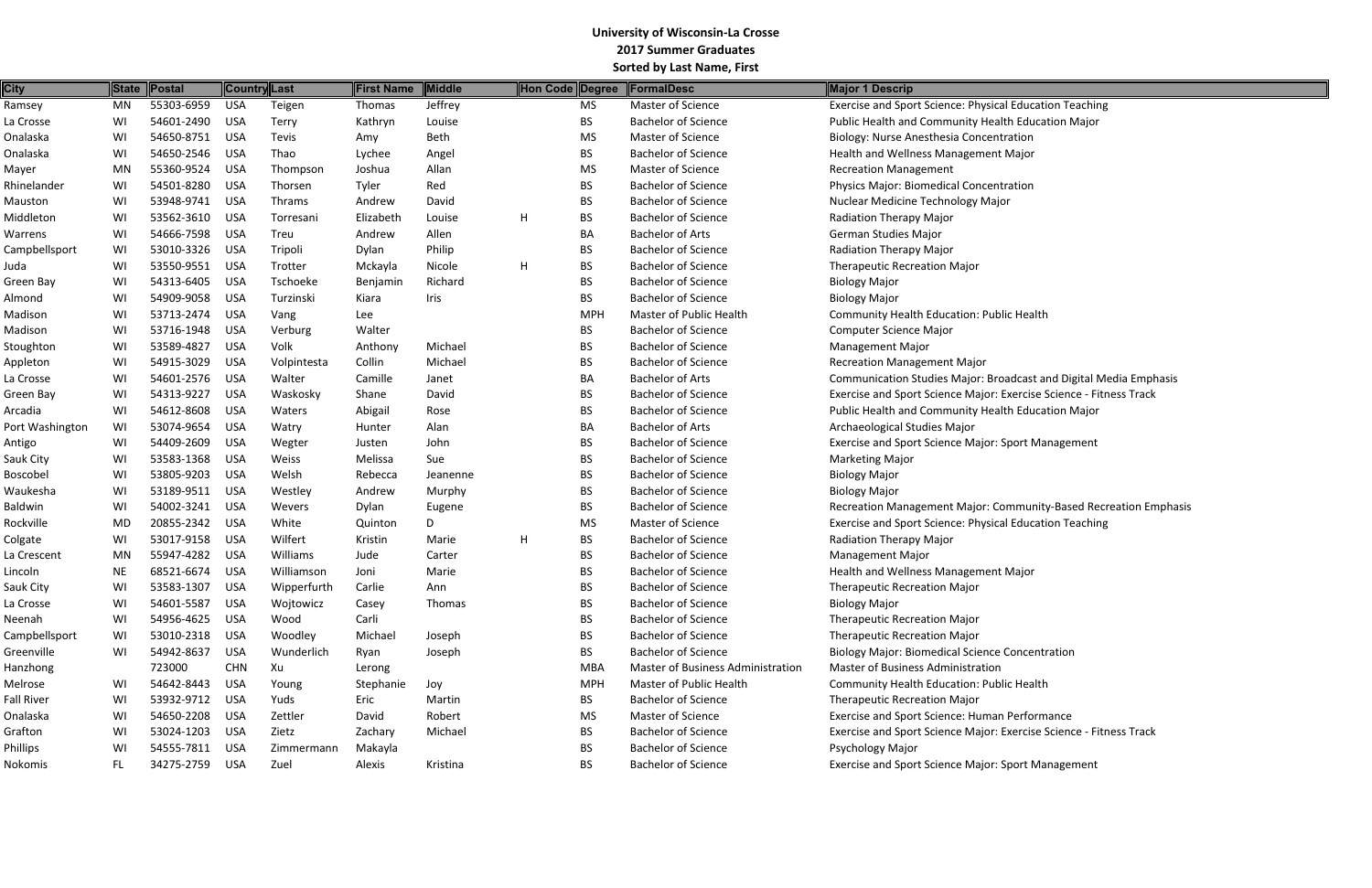# University of Wisconsin-La Crosse

## 2017 Summer Graduates

### Sorted by Last Name, First

| City | State | Postal | Country | Last | First Name | Middle | Hon Code | Degree | FormalDesc | Major 1 Descrip |
|---|---|---|---|---|---|---|---|---|---|---|
| Ramsey | MN | 55303-6959 | USA | Teigen | Thomas | Jeffrey | | MS | Master of Science | Exercise and Sport Science: Physical Education Teaching |
| La Crosse | WI | 54601-2490 | USA | Terry | Kathryn | Louise | | BS | Bachelor of Science | Public Health and Community Health Education Major |
| Onalaska | WI | 54650-8751 | USA | Tevis | Amy | Beth | | MS | Master of Science | Biology: Nurse Anesthesia Concentration |
| Onalaska | WI | 54650-2546 | USA | Thao | Lychee | Angel | | BS | Bachelor of Science | Health and Wellness Management Major |
| Mayer | MN | 55360-9524 | USA | Thompson | Joshua | Allan | | MS | Master of Science | Recreation Management |
| Rhinelander | WI | 54501-8280 | USA | Thorsen | Tyler | Red | | BS | Bachelor of Science | Physics Major: Biomedical Concentration |
| Mauston | WI | 53948-9741 | USA | Thrams | Andrew | David | | BS | Bachelor of Science | Nuclear Medicine Technology Major |
| Middleton | WI | 53562-3610 | USA | Torresani | Elizabeth | Louise | H | BS | Bachelor of Science | Radiation Therapy Major |
| Warrens | WI | 54666-7598 | USA | Treu | Andrew | Allen | | BA | Bachelor of Arts | German Studies Major |
| Campbellsport | WI | 53010-3326 | USA | Tripoli | Dylan | Philip | | BS | Bachelor of Science | Radiation Therapy Major |
| Juda | WI | 53550-9551 | USA | Trotter | Mckayla | Nicole | H | BS | Bachelor of Science | Therapeutic Recreation Major |
| Green Bay | WI | 54313-6405 | USA | Tschoeke | Benjamin | Richard | | BS | Bachelor of Science | Biology Major |
| Almond | WI | 54909-9058 | USA | Turzinski | Kiara | Iris | | BS | Bachelor of Science | Biology Major |
| Madison | WI | 53713-2474 | USA | Vang | Lee | | | MPH | Master of Public Health | Community Health Education: Public Health |
| Madison | WI | 53716-1948 | USA | Verburg | Walter | | | BS | Bachelor of Science | Computer Science Major |
| Stoughton | WI | 53589-4827 | USA | Volk | Anthony | Michael | | BS | Bachelor of Science | Management Major |
| Appleton | WI | 54915-3029 | USA | Volpintesta | Collin | Michael | | BS | Bachelor of Science | Recreation Management Major |
| La Crosse | WI | 54601-2576 | USA | Walter | Camille | Janet | | BA | Bachelor of Arts | Communication Studies Major: Broadcast and Digital Media Emphasis |
| Green Bay | WI | 54313-9227 | USA | Waskosky | Shane | David | | BS | Bachelor of Science | Exercise and Sport Science Major: Exercise Science - Fitness Track |
| Arcadia | WI | 54612-8608 | USA | Waters | Abigail | Rose | | BS | Bachelor of Science | Public Health and Community Health Education Major |
| Port Washington | WI | 53074-9654 | USA | Watry | Hunter | Alan | | BA | Bachelor of Arts | Archaeological Studies Major |
| Antigo | WI | 54409-2609 | USA | Wegter | Justen | John | | BS | Bachelor of Science | Exercise and Sport Science Major: Sport Management |
| Sauk City | WI | 53583-1368 | USA | Weiss | Melissa | Sue | | BS | Bachelor of Science | Marketing Major |
| Boscobel | WI | 53805-9203 | USA | Welsh | Rebecca | Jeanenne | | BS | Bachelor of Science | Biology Major |
| Waukesha | WI | 53189-9511 | USA | Westley | Andrew | Murphy | | BS | Bachelor of Science | Biology Major |
| Baldwin | WI | 54002-3241 | USA | Wevers | Dylan | Eugene | | BS | Bachelor of Science | Recreation Management Major: Community-Based Recreation Emphasis |
| Rockville | MD | 20855-2342 | USA | White | Quinton | D | | MS | Master of Science | Exercise and Sport Science: Physical Education Teaching |
| Colgate | WI | 53017-9158 | USA | Wilfert | Kristin | Marie | H | BS | Bachelor of Science | Radiation Therapy Major |
| La Crescent | MN | 55947-4282 | USA | Williams | Jude | Carter | | BS | Bachelor of Science | Management Major |
| Lincoln | NE | 68521-6674 | USA | Williamson | Joni | Marie | | BS | Bachelor of Science | Health and Wellness Management Major |
| Sauk City | WI | 53583-1307 | USA | Wipperfurth | Carlie | Ann | | BS | Bachelor of Science | Therapeutic Recreation Major |
| La Crosse | WI | 54601-5587 | USA | Wojtowicz | Casey | Thomas | | BS | Bachelor of Science | Biology Major |
| Neenah | WI | 54956-4625 | USA | Wood | Carli | | | BS | Bachelor of Science | Therapeutic Recreation Major |
| Campbellsport | WI | 53010-2318 | USA | Woodley | Michael | Joseph | | BS | Bachelor of Science | Therapeutic Recreation Major |
| Greenville | WI | 54942-8637 | USA | Wunderlich | Ryan | Joseph | | BS | Bachelor of Science | Biology Major: Biomedical Science Concentration |
| Hanzhong | | 723000 | CHN | Xu | Lerong | | | MBA | Master of Business Administration | Master of Business Administration |
| Melrose | WI | 54642-8443 | USA | Young | Stephanie | Joy | | MPH | Master of Public Health | Community Health Education: Public Health |
| Fall River | WI | 53932-9712 | USA | Yuds | Eric | Martin | | BS | Bachelor of Science | Therapeutic Recreation Major |
| Onalaska | WI | 54650-2208 | USA | Zettler | David | Robert | | MS | Master of Science | Exercise and Sport Science: Human Performance |
| Grafton | WI | 53024-1203 | USA | Zietz | Zachary | Michael | | BS | Bachelor of Science | Exercise and Sport Science Major: Exercise Science - Fitness Track |
| Phillips | WI | 54555-7811 | USA | Zimmermann | Makayla | | | BS | Bachelor of Science | Psychology Major |
| Nokomis | FL | 34275-2759 | USA | Zuel | Alexis | Kristina | | BS | Bachelor of Science | Exercise and Sport Science Major: Sport Management |